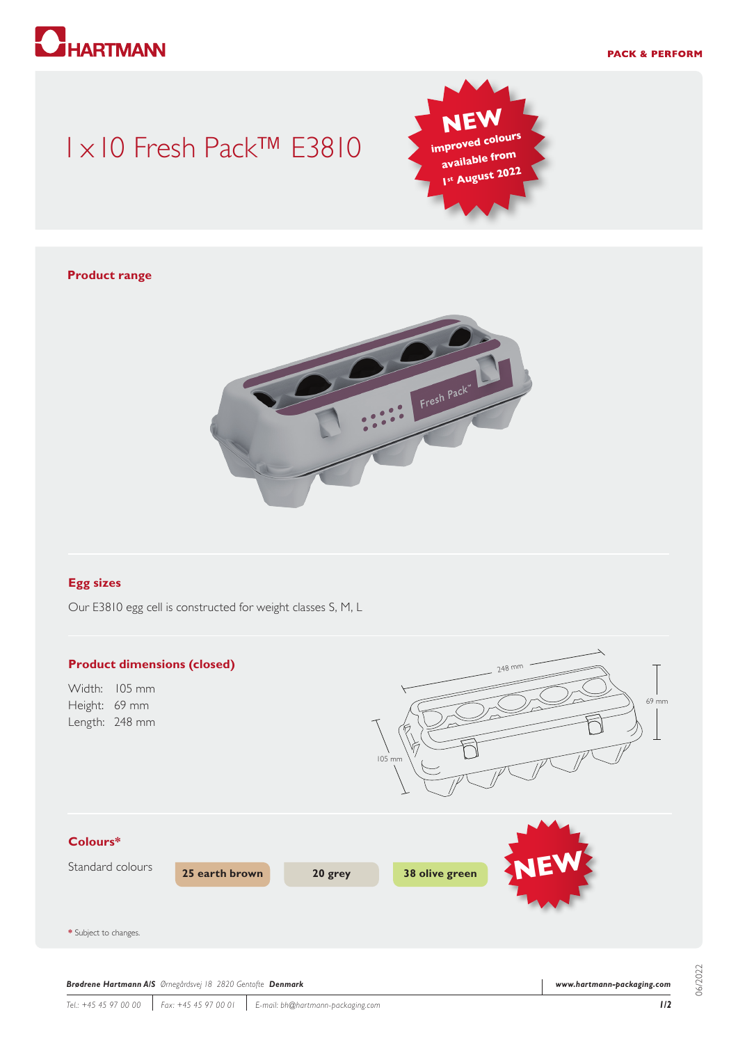# 1 x 10 Fresh Pack™ E3810

**NEW** improved colours available from 1st August 2022

## Product range

## Egg sizes

Our E3810 egg cell is constructed for weight classes S, M, L

## Product dimensions (closed)

Width: 105 mm
Height: 69 mm
Length: 248 mm

## Colours*

Standard colours: **25 earth brown** | **20 grey** | **38 olive green** **NEW**

* Subject to changes.

***Brødrene Hartmann A/S*** *Ørnegårdsvej 18 2820 Gentofte* ***Denmark*** | ***www.hartmann-packaging.com***

*Tel.: +45 45 97 00 00* | *Fax: +45 45 97 00 01* | *E-mail: bh@hartmann-packaging.com*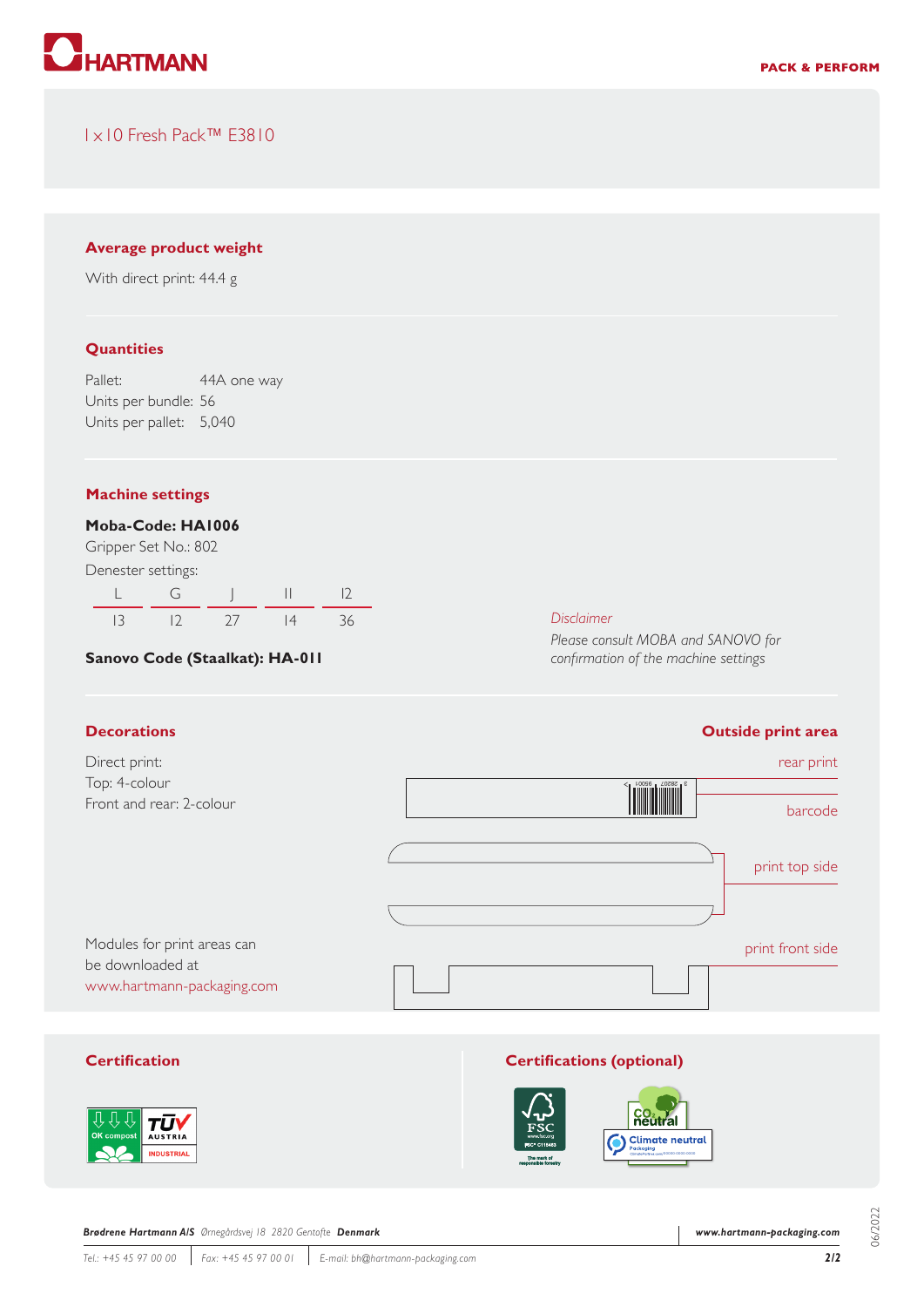1 x 10 Fresh Pack™ E3810

## Average product weight

With direct print: 44.4 g

## Quantities

Pallet: 44A one way
Units per bundle: 56
Units per pallet: 5,040

## Machine settings

**Moba-Code: HA1006**

Gripper Set No.: 802

Denester settings:

| L | G | J | I1 | I2 |
|---|---|---|---|---|
| 13 | 12 | 27 | 14 | 36 |

**Sanovo Code (Staalkat): HA-011**

*Disclaimer*

*Please consult MOBA and SANOVO for confirmation of the machine settings*

## Decorations

Direct print:
Top: 4-colour
Front and rear: 2-colour

Modules for print areas can be downloaded at www.hartmann-packaging.com

## Outside print area

rear print

barcode

print top side

print front side

## Certification

OK compost INDUSTRIAL – TÜV AUSTRIA

## Certifications (optional)

FSC – The mark of responsible forestry – FSC® C115463

$CO_2$ neutral – Climate neutral Packaging

**Brødrene Hartmann A/S** Ørnegårdsvej 18 2820 Gentofte **Denmark** **www.hartmann-packaging.com**

Tel.: +45 45 97 00 00 | Fax: +45 45 97 00 01 | E-mail: bh@hartmann-packaging.com

06/2022